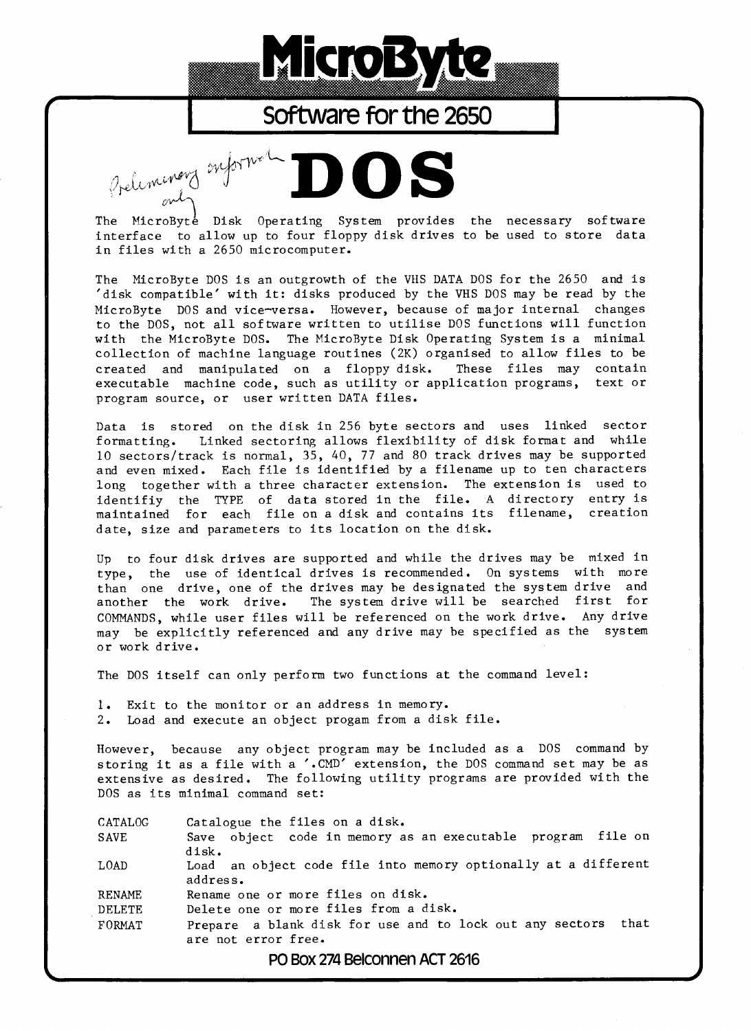# MicroByte

## Software for the 2650

# DOS

*Preliminary information only*

The MicroByte Disk Operating System provides the necessary software interface to allow up to four floppy disk drives to be used to store data in files with a 2650 microcomputer.

The MicroByte DOS is an outgrowth of the VHS DATA DOS for the 2650 and is 'disk compatible' with it: disks produced by the VHS DOS may be read by the MicroByte DOS and vice-versa. However, because of major internal changes to the DOS, not all software written to utilise DOS functions will function with the MicroByte DOS. The MicroByte Disk Operating System is a minimal collection of machine language routines (2K) organised to allow files to be created and manipulated on a floppy disk. These files may contain executable machine code, such as utility or application programs, text or program source, or user written DATA files.

Data is stored on the disk in 256 byte sectors and uses linked sector formatting. Linked sectoring allows flexibility of disk format and while 10 sectors/track is normal, 35, 40, 77 and 80 track drives may be supported and even mixed. Each file is identified by a filename up to ten characters long together with a three character extension. The extension is used to identifiy the TYPE of data stored in the file. A directory entry is maintained for each file on a disk and contains its filename, creation date, size and parameters to its location on the disk.

Up to four disk drives are supported and while the drives may be mixed in type, the use of identical drives is recommended. On systems with more than one drive, one of the drives may be designated the system drive and another the work drive. The system drive will be searched first for COMMANDS, while user files will be referenced on the work drive. Any drive may be explicitly referenced and any drive may be specified as the system or work drive.

The DOS itself can only perform two functions at the command level:

1. Exit to the monitor or an address in memory.
2. Load and execute an object progam from a disk file.

However, because any object program may be included as a DOS command by storing it as a file with a '.CMD' extension, the DOS command set may be as extensive as desired. The following utility programs are provided with the DOS as its minimal command set:

| | |
|---|---|
| CATALOG | Catalogue the files on a disk. |
| SAVE | Save object code in memory as an executable program file on disk. |
| LOAD | Load an object code file into memory optionally at a different address. |
| RENAME | Rename one or more files on disk. |
| DELETE | Delete one or more files from a disk. |
| FORMAT | Prepare a blank disk for use and to lock out any sectors that are not error free. |

PO Box 274 Belconnen ACT 2616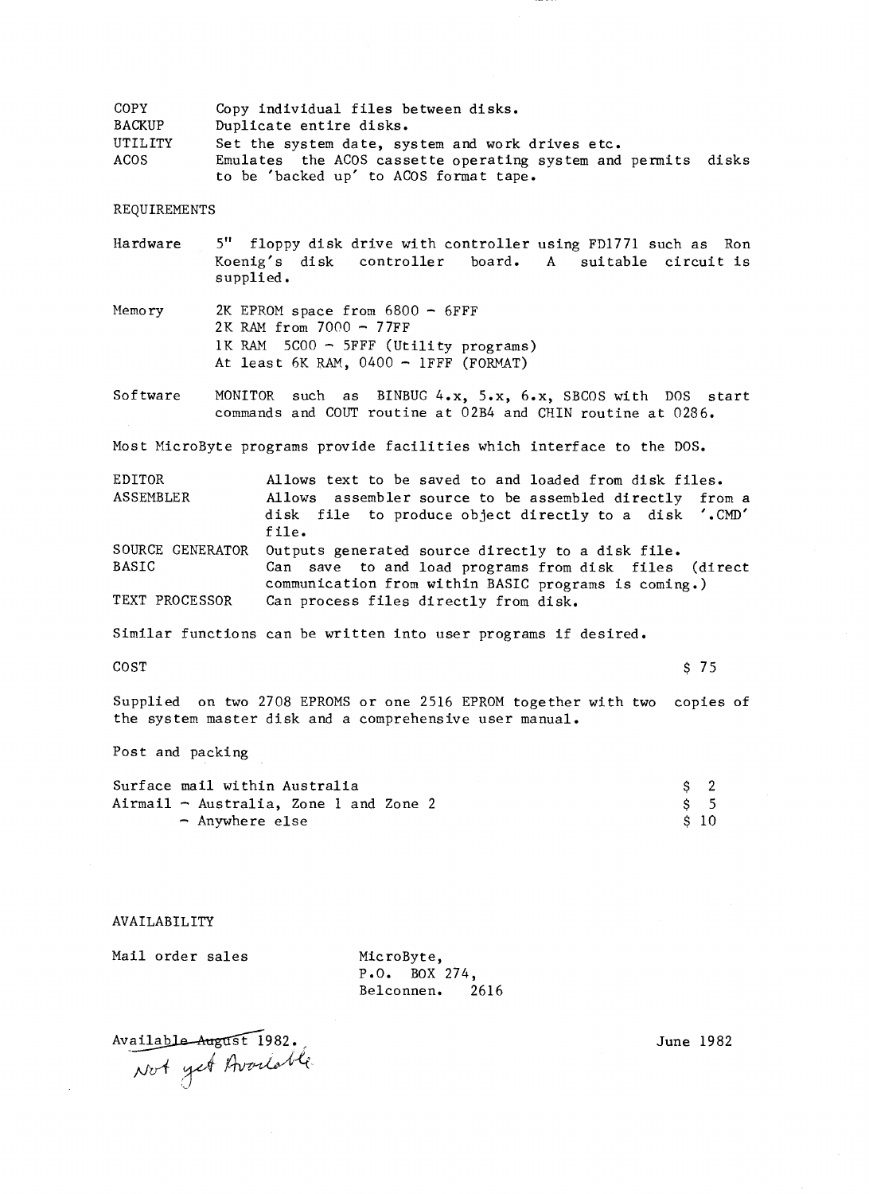| | |
|---|---|
| COPY | Copy individual files between disks. |
| BACKUP | Duplicate entire disks. |
| UTILITY | Set the system date, system and work drives etc. |
| ACOS | Emulates the ACOS cassette operating system and permits disks to be 'backed up' to ACOS format tape. |

REQUIREMENTS

| | |
|---|---|
| Hardware | 5" floppy disk drive with controller using FD1771 such as Ron Koenig's disk controller board. A suitable circuit is supplied. |
| Memory | 2K EPROM space from 6800 - 6FFF<br>2K RAM from 7000 - 77FF<br>1K RAM 5C00 - 5FFF (Utility programs)<br>At least 6K RAM, 0400 - 1FFF (FORMAT) |
| Software | MONITOR such as BINBUG 4.x, 5.x, 6.x, SBCOS with DOS start commands and COUT routine at 02B4 and CHIN routine at 0286. |

Most MicroByte programs provide facilities which interface to the DOS.

| | |
|---|---|
| EDITOR | Allows text to be saved to and loaded from disk files. |
| ASSEMBLER | Allows assembler source to be assembled directly from a disk file to produce object directly to a disk '.CMD' file. |
| SOURCE GENERATOR | Outputs generated source directly to a disk file. |
| BASIC | Can save to and load programs from disk files (direct communication from within BASIC programs is coming.) |
| TEXT PROCESSOR | Can process files directly from disk. |

Similar functions can be written into user programs if desired.

COST $ 75

Supplied on two 2708 EPROMS or one 2516 EPROM together with two copies of the system master disk and a comprehensive user manual.

Post and packing

| | |
|---|---|
| Surface mail within Australia | $ 2 |
| Airmail - Australia, Zone 1 and Zone 2 | $ 5 |
| - Anywhere else | $ 10 |

AVAILABILITY

Mail order sales

MicroByte,
P.O. BOX 274,
Belconnen. 2616

Available ~~August~~ 1982.
Not yet Available

June 1982